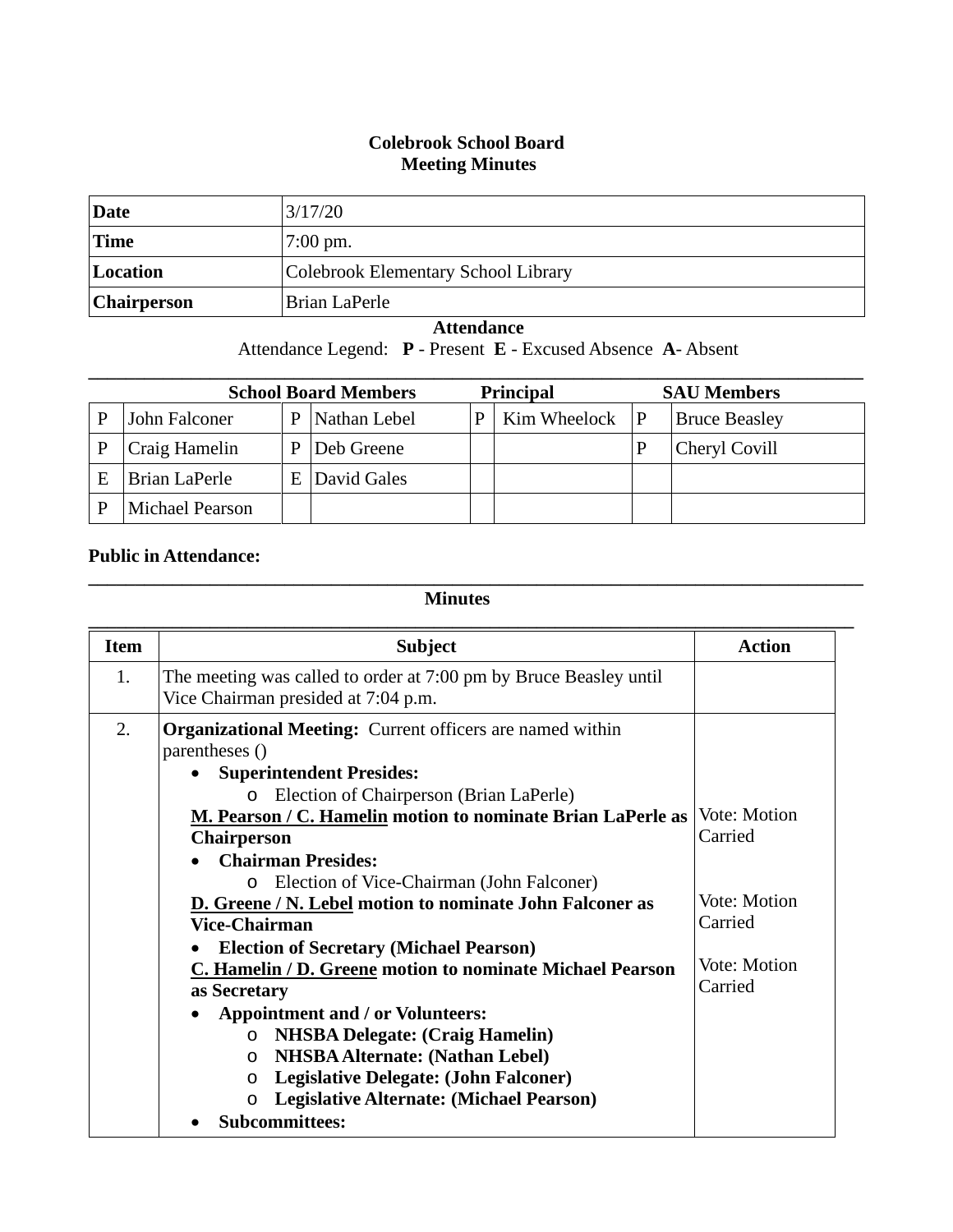# Colebrook School Board
## Meeting Minutes

| | |
|---|---|
| **Date** | 3/17/20 |
| **Time** | 7:00 pm. |
| **Location** | Colebrook Elementary School Library |
| **Chairperson** | Brian LaPerle |

**Attendance**

Attendance Legend: **P** - Present **E** - Excused Absence **A**- Absent

| **School Board Members** | | | | **Principal** | | **SAU Members** | |
|---|---|---|---|---|---|---|---|
| P | John Falconer | P | Nathan Lebel | P | Kim Wheelock | P | Bruce Beasley |
| P | Craig Hamelin | P | Deb Greene | | | P | Cheryl Covill |
| E | Brian LaPerle | E | David Gales | | | | |
| P | Michael Pearson | | | | | | |

**Public in Attendance:**

**Minutes**

| Item | Subject | Action |
|---|---|---|
| 1. | The meeting was called to order at 7:00 pm by Bruce Beasley until Vice Chairman presided at 7:04 p.m. | |
| 2. | **Organizational Meeting:** Current officers are named within parentheses () <br>• **Superintendent Presides:** <br>o Election of Chairperson (Brian LaPerle) <br>**M. Pearson / C. Hamelin motion to nominate Brian LaPerle as Chairperson** <br>• **Chairman Presides:** <br>o Election of Vice-Chairman (John Falconer) <br>**D. Greene / N. Lebel motion to nominate John Falconer as Vice-Chairman** <br>• **Election of Secretary (Michael Pearson)** <br>**C. Hamelin / D. Greene motion to nominate Michael Pearson as Secretary** <br>• **Appointment and / or Volunteers:** <br>o **NHSBA Delegate: (Craig Hamelin)** <br>o **NHSBA Alternate: (Nathan Lebel)** <br>o **Legislative Delegate: (John Falconer)** <br>o **Legislative Alternate: (Michael Pearson)** <br>• **Subcommittees:** | Vote: Motion Carried <br><br> Vote: Motion Carried <br><br> Vote: Motion Carried |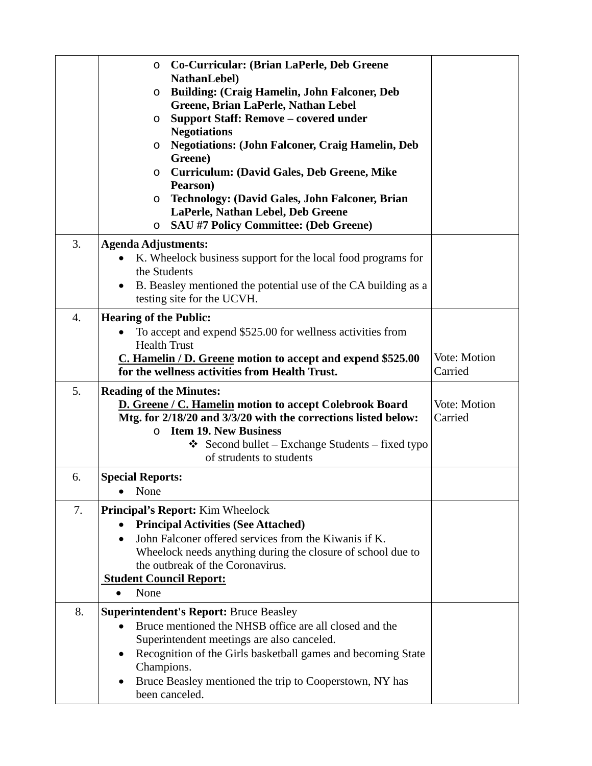| | | |
|---|---|---|
| | ◦ **Co-Curricular: (Brian LaPerle, Deb Greene NathanLebel)**<br>◦ **Building: (Craig Hamelin, John Falconer, Deb Greene, Brian LaPerle, Nathan Lebel**<br>◦ **Support Staff: Remove – covered under Negotiations**<br>◦ **Negotiations: (John Falconer, Craig Hamelin, Deb Greene)**<br>◦ **Curriculum: (David Gales, Deb Greene, Mike Pearson)**<br>◦ **Technology: (David Gales, John Falconer, Brian LaPerle, Nathan Lebel, Deb Greene**<br>◦ **SAU #7 Policy Committee: (Deb Greene)** | |
| 3. | **Agenda Adjustments:**<br>• K. Wheelock business support for the local food programs for the Students<br>• B. Beasley mentioned the potential use of the CA building as a testing site for the UCVH. | |
| 4. | **Hearing of the Public:**<br>• To accept and expend $525.00 for wellness activities from Health Trust<br>**<u>C. Hamelin / D. Greene</u> motion to accept and expend $525.00 for the wellness activities from Health Trust.** | Vote: Motion Carried |
| 5. | **Reading of the Minutes:**<br>**<u>D. Greene / C. Hamelin</u> motion to accept Colebrook Board Mtg. for 2/18/20 and 3/3/20 with the corrections listed below:**<br>◦ **Item 19. New Business**<br>❖ Second bullet – Exchange Students – fixed typo of strudents to students | Vote: Motion Carried |
| 6. | **Special Reports:**<br>• None | |
| 7. | **Principal's Report:** Kim Wheelock<br>• **Principal Activities (See Attached)**<br>• John Falconer offered services from the Kiwanis if K. Wheelock needs anything during the closure of school due to the outbreak of the Coronavirus.<br>**<u>Student Council Report:</u>**<br>• None | |
| 8. | **Superintendent's Report:** Bruce Beasley<br>• Bruce mentioned the NHSB office are all closed and the Superintendent meetings are also canceled.<br>• Recognition of the Girls basketball games and becoming State Champions.<br>• Bruce Beasley mentioned the trip to Cooperstown, NY has been canceled. | |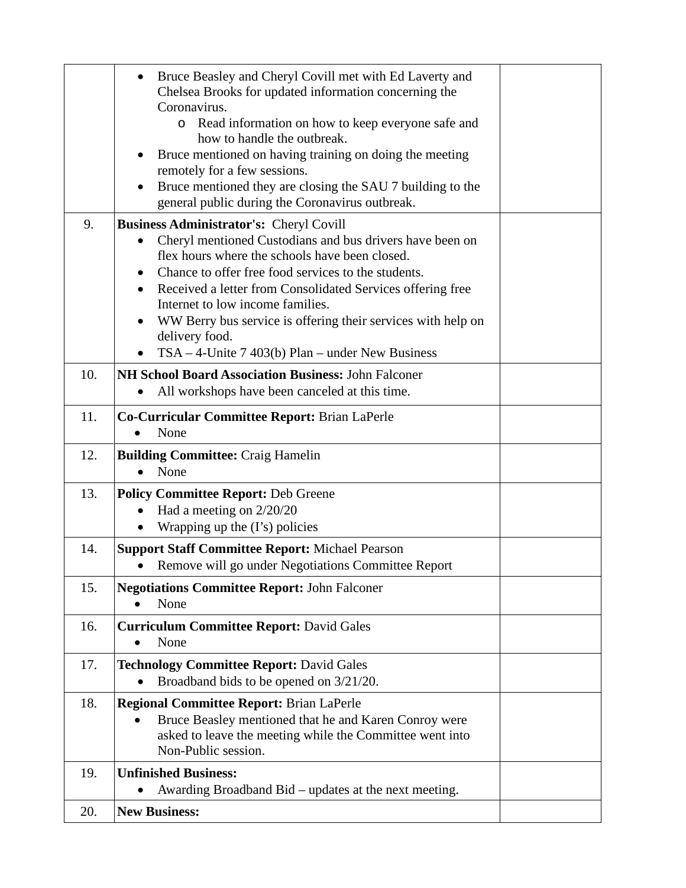| | | |
|---|---|---|
| | • Bruce Beasley and Cheryl Covill met with Ed Laverty and Chelsea Brooks for updated information concerning the Coronavirus.<br>  o Read information on how to keep everyone safe and how to handle the outbreak.<br>• Bruce mentioned on having training on doing the meeting remotely for a few sessions.<br>• Bruce mentioned they are closing the SAU 7 building to the general public during the Coronavirus outbreak. | |
| 9. | **Business Administrator's:** Cheryl Covill<br>• Cheryl mentioned Custodians and bus drivers have been on flex hours where the schools have been closed.<br>• Chance to offer free food services to the students.<br>• Received a letter from Consolidated Services offering free Internet to low income families.<br>• WW Berry bus service is offering their services with help on delivery food.<br>• TSA – 4-Unite 7 403(b) Plan – under New Business | |
| 10. | **NH School Board Association Business:** John Falconer<br>• All workshops have been canceled at this time. | |
| 11. | **Co-Curricular Committee Report:** Brian LaPerle<br>• None | |
| 12. | **Building Committee:** Craig Hamelin<br>• None | |
| 13. | **Policy Committee Report:** Deb Greene<br>• Had a meeting on 2/20/20<br>• Wrapping up the (I's) policies | |
| 14. | **Support Staff Committee Report:** Michael Pearson<br>• Remove will go under Negotiations Committee Report | |
| 15. | **Negotiations Committee Report:** John Falconer<br>• None | |
| 16. | **Curriculum Committee Report:** David Gales<br>• None | |
| 17. | **Technology Committee Report:** David Gales<br>• Broadband bids to be opened on 3/21/20. | |
| 18. | **Regional Committee Report:** Brian LaPerle<br>• Bruce Beasley mentioned that he and Karen Conroy were asked to leave the meeting while the Committee went into Non-Public session. | |
| 19. | **Unfinished Business:**<br>• Awarding Broadband Bid – updates at the next meeting. | |
| 20. | **New Business:** | |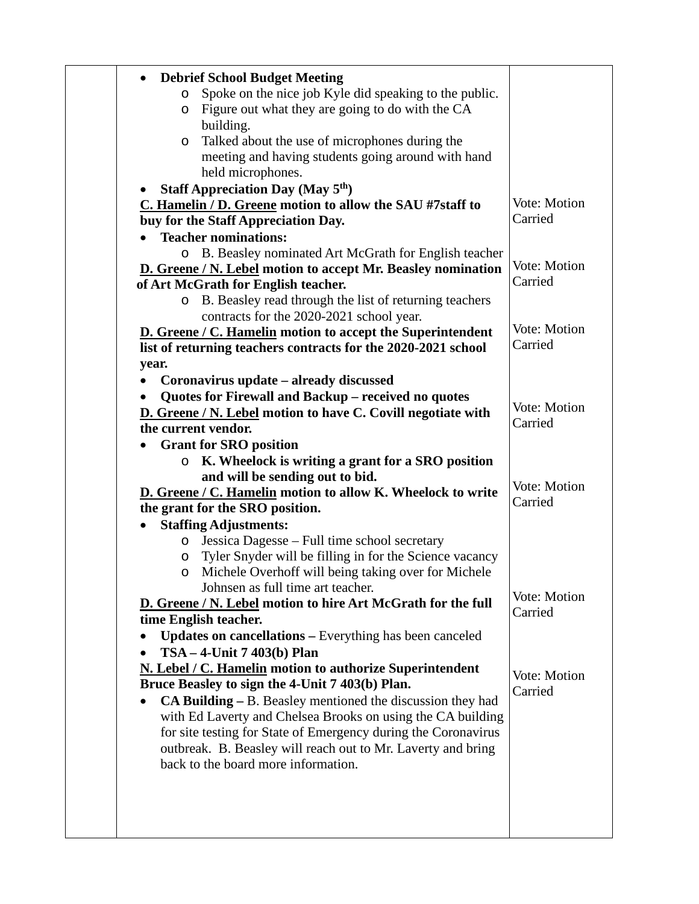| | Content | Vote |
|---|---|---|
| | • **Debrief School Budget Meeting**<br>  ○ Spoke on the nice job Kyle did speaking to the public.<br>  ○ Figure out what they are going to do with the CA building.<br>  ○ Talked about the use of microphones during the meeting and having students going around with hand held microphones.<br>• **Staff Appreciation Day (May 5th)**<br>**C. Hamelin / D. Greene motion to allow the SAU #7staff to buy for the Staff Appreciation Day.** | Vote: Motion Carried |
| | • **Teacher nominations:**<br>  ○ B. Beasley nominated Art McGrath for English teacher<br>**D. Greene / N. Lebel motion to accept Mr. Beasley nomination of Art McGrath for English teacher.** | Vote: Motion Carried |
| | ○ B. Beasley read through the list of returning teachers contracts for the 2020-2021 school year.<br>**D. Greene / C. Hamelin motion to accept the Superintendent list of returning teachers contracts for the 2020-2021 school year.** | Vote: Motion Carried |
| | • **Coronavirus update – already discussed**<br>• **Quotes for Firewall and Backup – received no quotes**<br>**D. Greene / N. Lebel motion to have C. Covill negotiate with the current vendor.** | Vote: Motion Carried |
| | • **Grant for SRO position**<br>  ○ **K. Wheelock is writing a grant for a SRO position and will be sending out to bid.**<br>**D. Greene / C. Hamelin motion to allow K. Wheelock to write the grant for the SRO position.** | Vote: Motion Carried |
| | • **Staffing Adjustments:**<br>  ○ Jessica Dagesse – Full time school secretary<br>  ○ Tyler Snyder will be filling in for the Science vacancy<br>  ○ Michele Overhoff will being taking over for Michele Johnsen as full time art teacher.<br>**D. Greene / N. Lebel motion to hire Art McGrath for the full time English teacher.** | Vote: Motion Carried |
| | • **Updates on cancellations –** Everything has been canceled<br>• **TSA – 4-Unit 7 403(b) Plan**<br>**N. Lebel / C. Hamelin motion to authorize Superintendent Bruce Beasley to sign the 4-Unit 7 403(b) Plan.** | Vote: Motion Carried |
| | • **CA Building –** B. Beasley mentioned the discussion they had with Ed Laverty and Chelsea Brooks on using the CA building for site testing for State of Emergency during the Coronavirus outbreak. B. Beasley will reach out to Mr. Laverty and bring back to the board more information. | |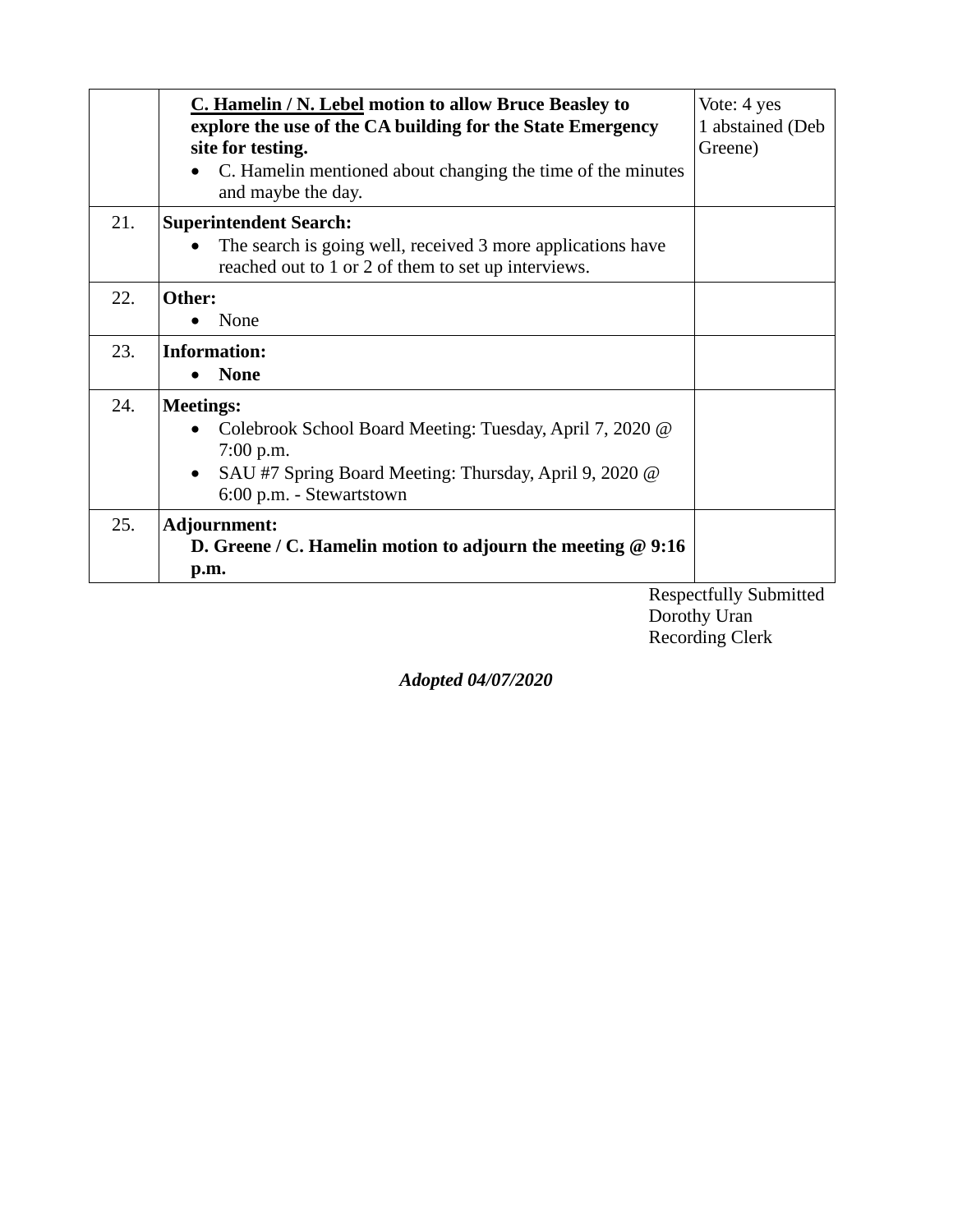| | | |
|---|---|---|
| | **<u>C. Hamelin / N. Lebel</u> motion to allow Bruce Beasley to explore the use of the CA building for the State Emergency site for testing.**<br>• C. Hamelin mentioned about changing the time of the minutes and maybe the day. | Vote: 4 yes<br>1 abstained (Deb Greene) |
| 21. | **Superintendent Search:**<br>• The search is going well, received 3 more applications have reached out to 1 or 2 of them to set up interviews. | |
| 22. | **Other:**<br>• None | |
| 23. | **Information:**<br>• **None** | |
| 24. | **Meetings:**<br>• Colebrook School Board Meeting: Tuesday, April 7, 2020 @ 7:00 p.m.<br>• SAU #7 Spring Board Meeting: Thursday, April 9, 2020 @ 6:00 p.m. - Stewartstown | |
| 25. | **Adjournment:**<br>**D. Greene / C. Hamelin motion to adjourn the meeting @ 9:16 p.m.** | |

Respectfully Submitted
Dorothy Uran
Recording Clerk

***Adopted 04/07/2020***